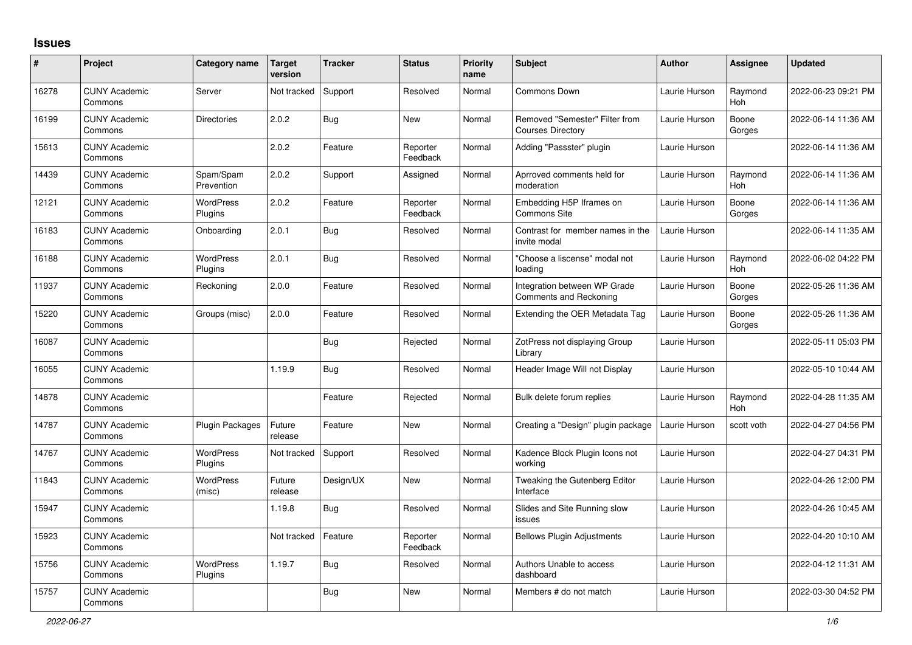## Issues

| # | Project | Category name | Target version | Tracker | Status | Priority name | Subject | Author | Assignee | Updated |
|---|---|---|---|---|---|---|---|---|---|---|
| 16278 | CUNY Academic Commons | Server | Not tracked | Support | Resolved | Normal | Commons Down | Laurie Hurson | Raymond Hoh | 2022-06-23 09:21 PM |
| 16199 | CUNY Academic Commons | Directories | 2.0.2 | Bug | New | Normal | Removed "Semester" Filter from Courses Directory | Laurie Hurson | Boone Gorges | 2022-06-14 11:36 AM |
| 15613 | CUNY Academic Commons | | 2.0.2 | Feature | Reporter Feedback | Normal | Adding "Passster" plugin | Laurie Hurson | | 2022-06-14 11:36 AM |
| 14439 | CUNY Academic Commons | Spam/Spam Prevention | 2.0.2 | Support | Assigned | Normal | Aprroved comments held for moderation | Laurie Hurson | Raymond Hoh | 2022-06-14 11:36 AM |
| 12121 | CUNY Academic Commons | WordPress Plugins | 2.0.2 | Feature | Reporter Feedback | Normal | Embedding H5P Iframes on Commons Site | Laurie Hurson | Boone Gorges | 2022-06-14 11:36 AM |
| 16183 | CUNY Academic Commons | Onboarding | 2.0.1 | Bug | Resolved | Normal | Contrast for member names in the invite modal | Laurie Hurson | | 2022-06-14 11:35 AM |
| 16188 | CUNY Academic Commons | WordPress Plugins | 2.0.1 | Bug | Resolved | Normal | "Choose a liscense" modal not loading | Laurie Hurson | Raymond Hoh | 2022-06-02 04:22 PM |
| 11937 | CUNY Academic Commons | Reckoning | 2.0.0 | Feature | Resolved | Normal | Integration between WP Grade Comments and Reckoning | Laurie Hurson | Boone Gorges | 2022-05-26 11:36 AM |
| 15220 | CUNY Academic Commons | Groups (misc) | 2.0.0 | Feature | Resolved | Normal | Extending the OER Metadata Tag | Laurie Hurson | Boone Gorges | 2022-05-26 11:36 AM |
| 16087 | CUNY Academic Commons | | | Bug | Rejected | Normal | ZotPress not displaying Group Library | Laurie Hurson | | 2022-05-11 05:03 PM |
| 16055 | CUNY Academic Commons | | 1.19.9 | Bug | Resolved | Normal | Header Image Will not Display | Laurie Hurson | | 2022-05-10 10:44 AM |
| 14878 | CUNY Academic Commons | | | Feature | Rejected | Normal | Bulk delete forum replies | Laurie Hurson | Raymond Hoh | 2022-04-28 11:35 AM |
| 14787 | CUNY Academic Commons | Plugin Packages | Future release | Feature | New | Normal | Creating a "Design" plugin package | Laurie Hurson | scott voth | 2022-04-27 04:56 PM |
| 14767 | CUNY Academic Commons | WordPress Plugins | Not tracked | Support | Resolved | Normal | Kadence Block Plugin Icons not working | Laurie Hurson | | 2022-04-27 04:31 PM |
| 11843 | CUNY Academic Commons | WordPress (misc) | Future release | Design/UX | New | Normal | Tweaking the Gutenberg Editor Interface | Laurie Hurson | | 2022-04-26 12:00 PM |
| 15947 | CUNY Academic Commons | | 1.19.8 | Bug | Resolved | Normal | Slides and Site Running slow issues | Laurie Hurson | | 2022-04-26 10:45 AM |
| 15923 | CUNY Academic Commons | | Not tracked | Feature | Reporter Feedback | Normal | Bellows Plugin Adjustments | Laurie Hurson | | 2022-04-20 10:10 AM |
| 15756 | CUNY Academic Commons | WordPress Plugins | 1.19.7 | Bug | Resolved | Normal | Authors Unable to access dashboard | Laurie Hurson | | 2022-04-12 11:31 AM |
| 15757 | CUNY Academic Commons | | | Bug | New | Normal | Members # do not match | Laurie Hurson | | 2022-03-30 04:52 PM |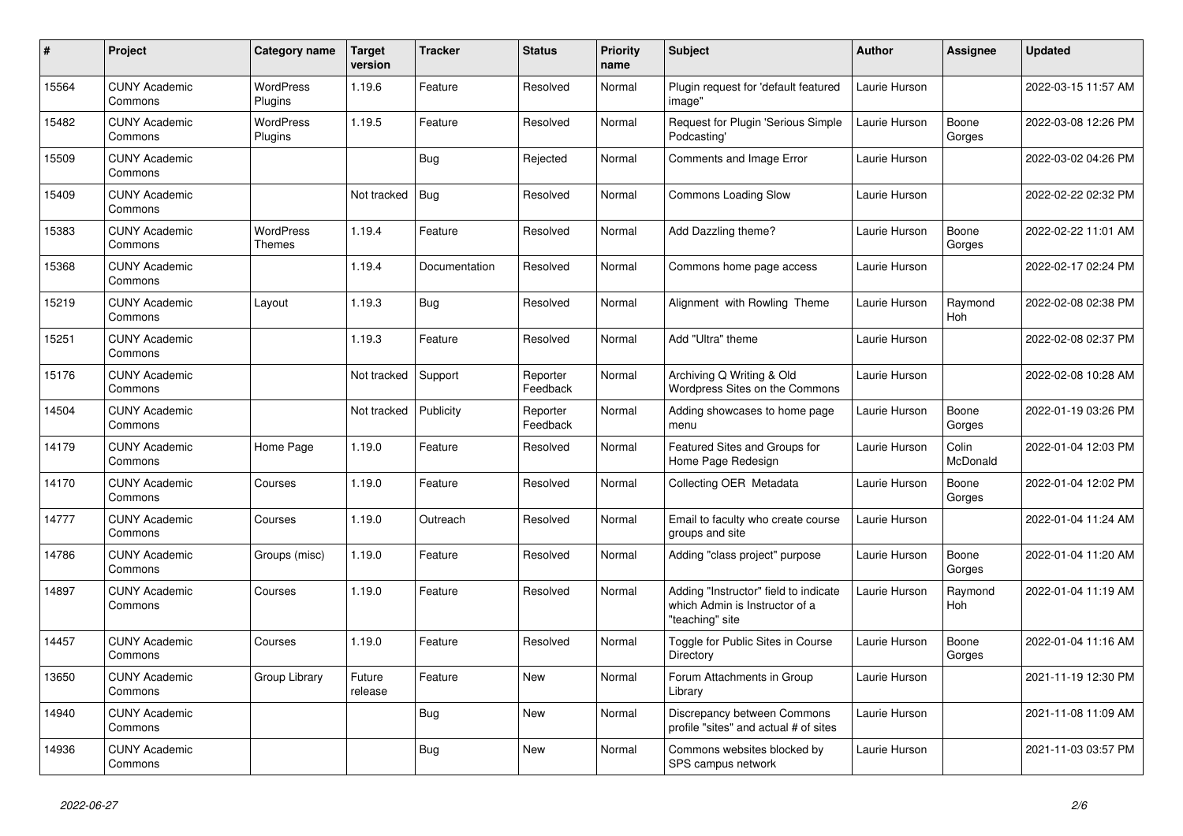| # | Project | Category name | Target version | Tracker | Status | Priority name | Subject | Author | Assignee | Updated |
|---|---|---|---|---|---|---|---|---|---|---|
| 15564 | CUNY Academic Commons | WordPress Plugins | 1.19.6 | Feature | Resolved | Normal | Plugin request for 'default featured image" | Laurie Hurson | | 2022-03-15 11:57 AM |
| 15482 | CUNY Academic Commons | WordPress Plugins | 1.19.5 | Feature | Resolved | Normal | Request for Plugin 'Serious Simple Podcasting' | Laurie Hurson | Boone Gorges | 2022-03-08 12:26 PM |
| 15509 | CUNY Academic Commons | | | Bug | Rejected | Normal | Comments and Image Error | Laurie Hurson | | 2022-03-02 04:26 PM |
| 15409 | CUNY Academic Commons | | Not tracked | Bug | Resolved | Normal | Commons Loading Slow | Laurie Hurson | | 2022-02-22 02:32 PM |
| 15383 | CUNY Academic Commons | WordPress Themes | 1.19.4 | Feature | Resolved | Normal | Add Dazzling theme? | Laurie Hurson | Boone Gorges | 2022-02-22 11:01 AM |
| 15368 | CUNY Academic Commons | | 1.19.4 | Documentation | Resolved | Normal | Commons home page access | Laurie Hurson | | 2022-02-17 02:24 PM |
| 15219 | CUNY Academic Commons | Layout | 1.19.3 | Bug | Resolved | Normal | Alignment with Rowling Theme | Laurie Hurson | Raymond Hoh | 2022-02-08 02:38 PM |
| 15251 | CUNY Academic Commons | | 1.19.3 | Feature | Resolved | Normal | Add "Ultra" theme | Laurie Hurson | | 2022-02-08 02:37 PM |
| 15176 | CUNY Academic Commons | | Not tracked | Support | Reporter Feedback | Normal | Archiving Q Writing & Old Wordpress Sites on the Commons | Laurie Hurson | | 2022-02-08 10:28 AM |
| 14504 | CUNY Academic Commons | | Not tracked | Publicity | Reporter Feedback | Normal | Adding showcases to home page menu | Laurie Hurson | Boone Gorges | 2022-01-19 03:26 PM |
| 14179 | CUNY Academic Commons | Home Page | 1.19.0 | Feature | Resolved | Normal | Featured Sites and Groups for Home Page Redesign | Laurie Hurson | Colin McDonald | 2022-01-04 12:03 PM |
| 14170 | CUNY Academic Commons | Courses | 1.19.0 | Feature | Resolved | Normal | Collecting OER Metadata | Laurie Hurson | Boone Gorges | 2022-01-04 12:02 PM |
| 14777 | CUNY Academic Commons | Courses | 1.19.0 | Outreach | Resolved | Normal | Email to faculty who create course groups and site | Laurie Hurson | | 2022-01-04 11:24 AM |
| 14786 | CUNY Academic Commons | Groups (misc) | 1.19.0 | Feature | Resolved | Normal | Adding "class project" purpose | Laurie Hurson | Boone Gorges | 2022-01-04 11:20 AM |
| 14897 | CUNY Academic Commons | Courses | 1.19.0 | Feature | Resolved | Normal | Adding "Instructor" field to indicate which Admin is Instructor of a "teaching" site | Laurie Hurson | Raymond Hoh | 2022-01-04 11:19 AM |
| 14457 | CUNY Academic Commons | Courses | 1.19.0 | Feature | Resolved | Normal | Toggle for Public Sites in Course Directory | Laurie Hurson | Boone Gorges | 2022-01-04 11:16 AM |
| 13650 | CUNY Academic Commons | Group Library | Future release | Feature | New | Normal | Forum Attachments in Group Library | Laurie Hurson | | 2021-11-19 12:30 PM |
| 14940 | CUNY Academic Commons | | | Bug | New | Normal | Discrepancy between Commons profile "sites" and actual # of sites | Laurie Hurson | | 2021-11-08 11:09 AM |
| 14936 | CUNY Academic Commons | | | Bug | New | Normal | Commons websites blocked by SPS campus network | Laurie Hurson | | 2021-11-03 03:57 PM |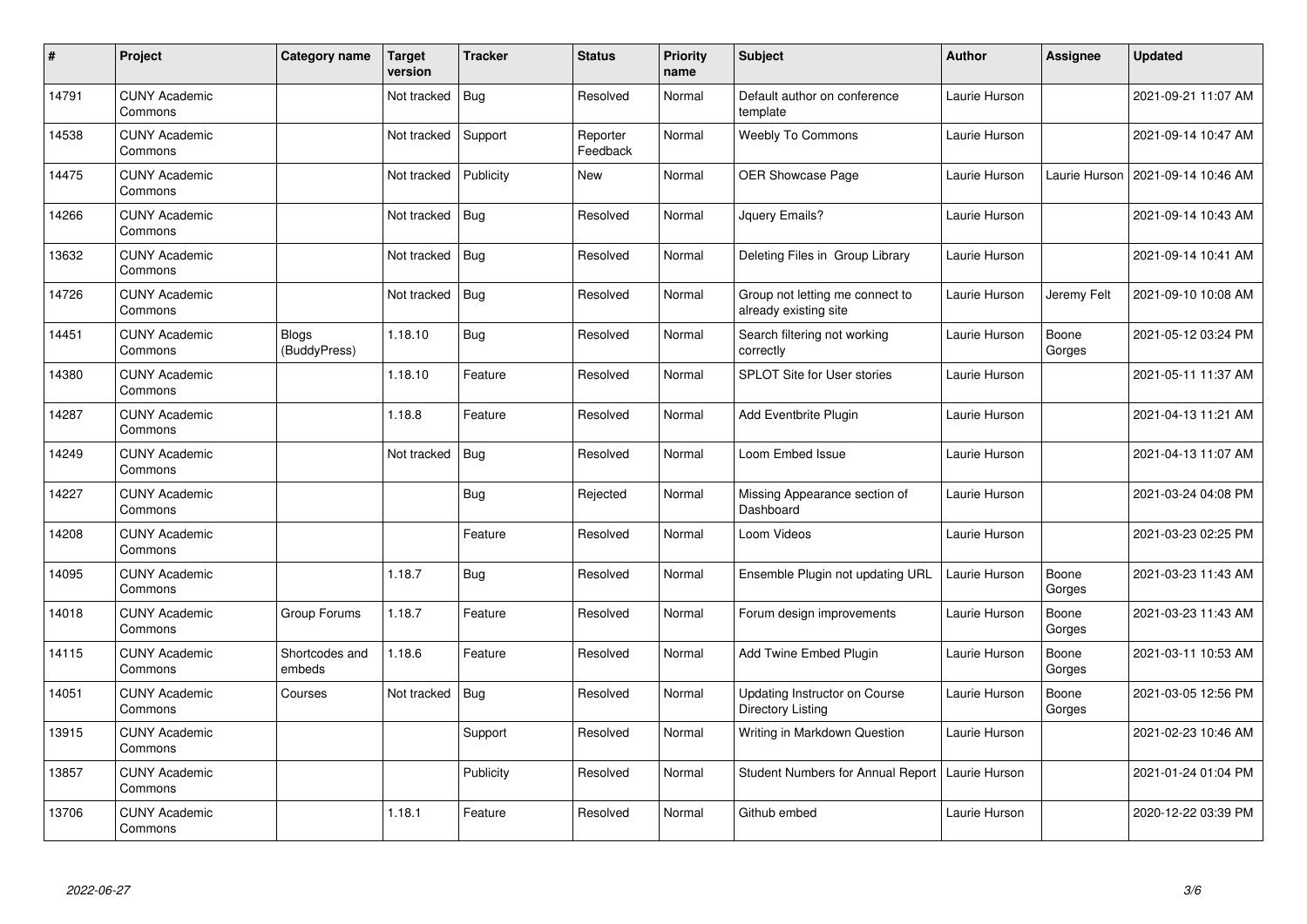| # | Project | Category name | Target version | Tracker | Status | Priority name | Subject | Author | Assignee | Updated |
|---|---|---|---|---|---|---|---|---|---|---|
| 14791 | CUNY Academic Commons | | Not tracked | Bug | Resolved | Normal | Default author on conference template | Laurie Hurson | | 2021-09-21 11:07 AM |
| 14538 | CUNY Academic Commons | | Not tracked | Support | Reporter Feedback | Normal | Weebly To Commons | Laurie Hurson | | 2021-09-14 10:47 AM |
| 14475 | CUNY Academic Commons | | Not tracked | Publicity | New | Normal | OER Showcase Page | Laurie Hurson | Laurie Hurson | 2021-09-14 10:46 AM |
| 14266 | CUNY Academic Commons | | Not tracked | Bug | Resolved | Normal | Jquery Emails? | Laurie Hurson | | 2021-09-14 10:43 AM |
| 13632 | CUNY Academic Commons | | Not tracked | Bug | Resolved | Normal | Deleting Files in Group Library | Laurie Hurson | | 2021-09-14 10:41 AM |
| 14726 | CUNY Academic Commons | | Not tracked | Bug | Resolved | Normal | Group not letting me connect to already existing site | Laurie Hurson | Jeremy Felt | 2021-09-10 10:08 AM |
| 14451 | CUNY Academic Commons | Blogs (BuddyPress) | 1.18.10 | Bug | Resolved | Normal | Search filtering not working correctly | Laurie Hurson | Boone Gorges | 2021-05-12 03:24 PM |
| 14380 | CUNY Academic Commons | | 1.18.10 | Feature | Resolved | Normal | SPLOT Site for User stories | Laurie Hurson | | 2021-05-11 11:37 AM |
| 14287 | CUNY Academic Commons | | 1.18.8 | Feature | Resolved | Normal | Add Eventbrite Plugin | Laurie Hurson | | 2021-04-13 11:21 AM |
| 14249 | CUNY Academic Commons | | Not tracked | Bug | Resolved | Normal | Loom Embed Issue | Laurie Hurson | | 2021-04-13 11:07 AM |
| 14227 | CUNY Academic Commons | | | Bug | Rejected | Normal | Missing Appearance section of Dashboard | Laurie Hurson | | 2021-03-24 04:08 PM |
| 14208 | CUNY Academic Commons | | | Feature | Resolved | Normal | Loom Videos | Laurie Hurson | | 2021-03-23 02:25 PM |
| 14095 | CUNY Academic Commons | | 1.18.7 | Bug | Resolved | Normal | Ensemble Plugin not updating URL | Laurie Hurson | Boone Gorges | 2021-03-23 11:43 AM |
| 14018 | CUNY Academic Commons | Group Forums | 1.18.7 | Feature | Resolved | Normal | Forum design improvements | Laurie Hurson | Boone Gorges | 2021-03-23 11:43 AM |
| 14115 | CUNY Academic Commons | Shortcodes and embeds | 1.18.6 | Feature | Resolved | Normal | Add Twine Embed Plugin | Laurie Hurson | Boone Gorges | 2021-03-11 10:53 AM |
| 14051 | CUNY Academic Commons | Courses | Not tracked | Bug | Resolved | Normal | Updating Instructor on Course Directory Listing | Laurie Hurson | Boone Gorges | 2021-03-05 12:56 PM |
| 13915 | CUNY Academic Commons | | | Support | Resolved | Normal | Writing in Markdown Question | Laurie Hurson | | 2021-02-23 10:46 AM |
| 13857 | CUNY Academic Commons | | | Publicity | Resolved | Normal | Student Numbers for Annual Report | Laurie Hurson | | 2021-01-24 01:04 PM |
| 13706 | CUNY Academic Commons | | 1.18.1 | Feature | Resolved | Normal | Github embed | Laurie Hurson | | 2020-12-22 03:39 PM |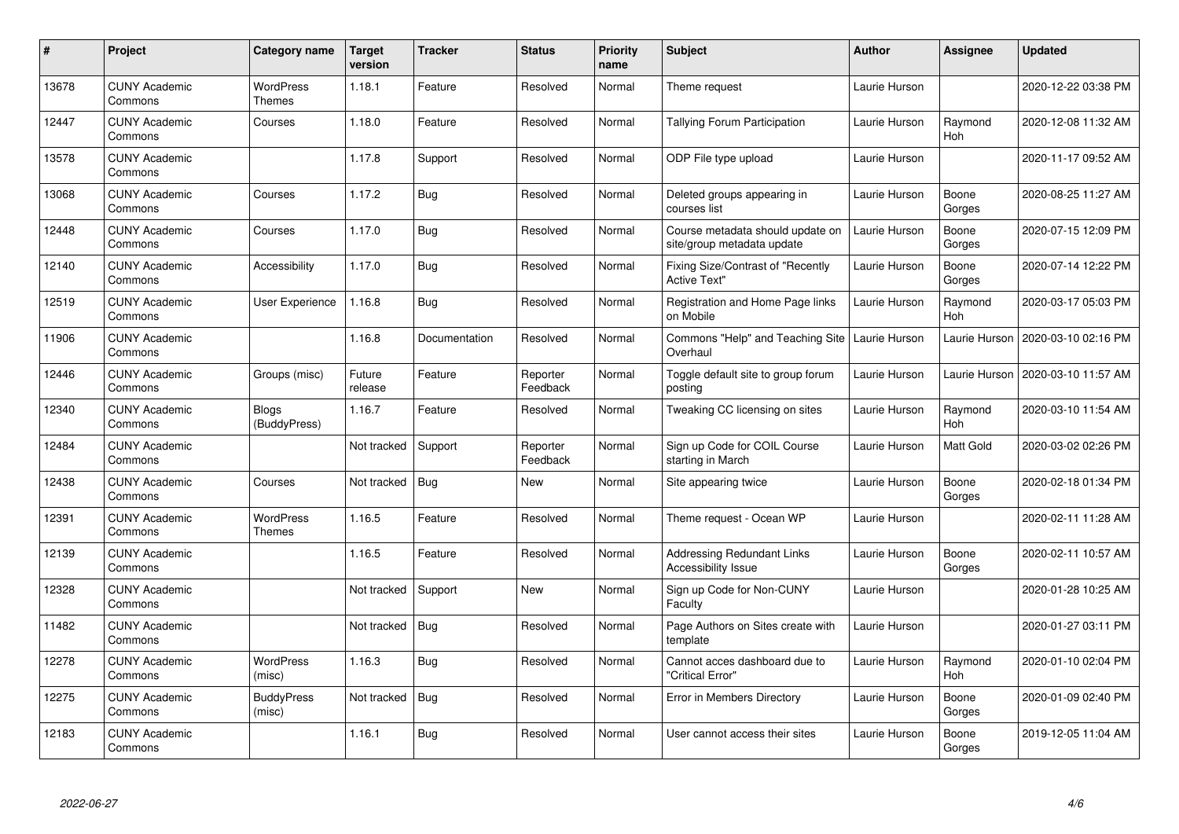| # | Project | Category name | Target version | Tracker | Status | Priority name | Subject | Author | Assignee | Updated |
|---|---|---|---|---|---|---|---|---|---|---|
| 13678 | CUNY Academic Commons | WordPress Themes | 1.18.1 | Feature | Resolved | Normal | Theme request | Laurie Hurson | | 2020-12-22 03:38 PM |
| 12447 | CUNY Academic Commons | Courses | 1.18.0 | Feature | Resolved | Normal | Tallying Forum Participation | Laurie Hurson | Raymond Hoh | 2020-12-08 11:32 AM |
| 13578 | CUNY Academic Commons | | 1.17.8 | Support | Resolved | Normal | ODP File type upload | Laurie Hurson | | 2020-11-17 09:52 AM |
| 13068 | CUNY Academic Commons | Courses | 1.17.2 | Bug | Resolved | Normal | Deleted groups appearing in courses list | Laurie Hurson | Boone Gorges | 2020-08-25 11:27 AM |
| 12448 | CUNY Academic Commons | Courses | 1.17.0 | Bug | Resolved | Normal | Course metadata should update on site/group metadata update | Laurie Hurson | Boone Gorges | 2020-07-15 12:09 PM |
| 12140 | CUNY Academic Commons | Accessibility | 1.17.0 | Bug | Resolved | Normal | Fixing Size/Contrast of "Recently Active Text" | Laurie Hurson | Boone Gorges | 2020-07-14 12:22 PM |
| 12519 | CUNY Academic Commons | User Experience | 1.16.8 | Bug | Resolved | Normal | Registration and Home Page links on Mobile | Laurie Hurson | Raymond Hoh | 2020-03-17 05:03 PM |
| 11906 | CUNY Academic Commons | | 1.16.8 | Documentation | Resolved | Normal | Commons "Help" and Teaching Site Overhaul | Laurie Hurson | Laurie Hurson | 2020-03-10 02:16 PM |
| 12446 | CUNY Academic Commons | Groups (misc) | Future release | Feature | Reporter Feedback | Normal | Toggle default site to group forum posting | Laurie Hurson | Laurie Hurson | 2020-03-10 11:57 AM |
| 12340 | CUNY Academic Commons | Blogs (BuddyPress) | 1.16.7 | Feature | Resolved | Normal | Tweaking CC licensing on sites | Laurie Hurson | Raymond Hoh | 2020-03-10 11:54 AM |
| 12484 | CUNY Academic Commons | | Not tracked | Support | Reporter Feedback | Normal | Sign up Code for COIL Course starting in March | Laurie Hurson | Matt Gold | 2020-03-02 02:26 PM |
| 12438 | CUNY Academic Commons | Courses | Not tracked | Bug | New | Normal | Site appearing twice | Laurie Hurson | Boone Gorges | 2020-02-18 01:34 PM |
| 12391 | CUNY Academic Commons | WordPress Themes | 1.16.5 | Feature | Resolved | Normal | Theme request - Ocean WP | Laurie Hurson | | 2020-02-11 11:28 AM |
| 12139 | CUNY Academic Commons | | 1.16.5 | Feature | Resolved | Normal | Addressing Redundant Links Accessibility Issue | Laurie Hurson | Boone Gorges | 2020-02-11 10:57 AM |
| 12328 | CUNY Academic Commons | | Not tracked | Support | New | Normal | Sign up Code for Non-CUNY Faculty | Laurie Hurson | | 2020-01-28 10:25 AM |
| 11482 | CUNY Academic Commons | | Not tracked | Bug | Resolved | Normal | Page Authors on Sites create with template | Laurie Hurson | | 2020-01-27 03:11 PM |
| 12278 | CUNY Academic Commons | WordPress (misc) | 1.16.3 | Bug | Resolved | Normal | Cannot acces dashboard due to "Critical Error" | Laurie Hurson | Raymond Hoh | 2020-01-10 02:04 PM |
| 12275 | CUNY Academic Commons | BuddyPress (misc) | Not tracked | Bug | Resolved | Normal | Error in Members Directory | Laurie Hurson | Boone Gorges | 2020-01-09 02:40 PM |
| 12183 | CUNY Academic Commons | | 1.16.1 | Bug | Resolved | Normal | User cannot access their sites | Laurie Hurson | Boone Gorges | 2019-12-05 11:04 AM |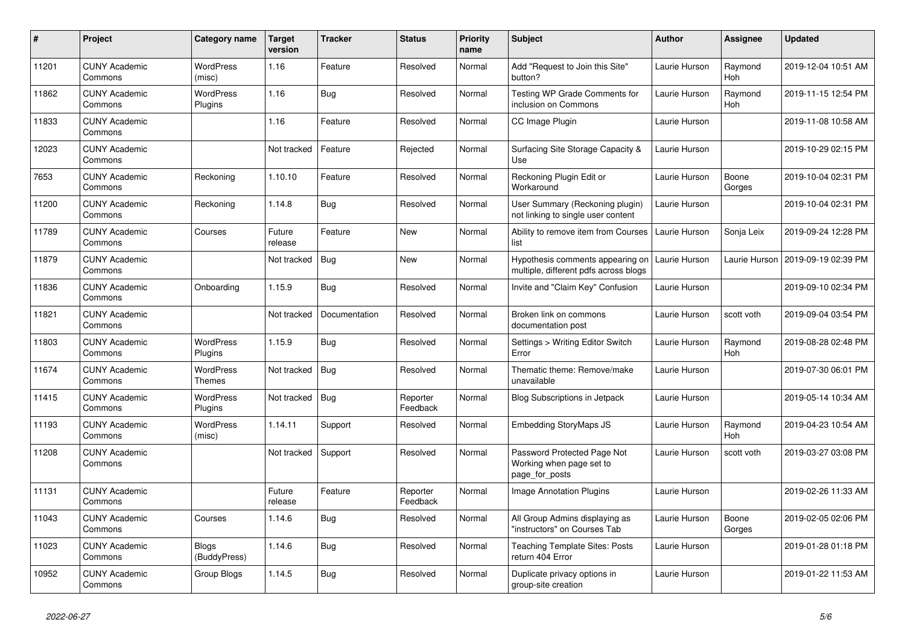| # | Project | Category name | Target version | Tracker | Status | Priority name | Subject | Author | Assignee | Updated |
|---|---|---|---|---|---|---|---|---|---|---|
| 11201 | CUNY Academic Commons | WordPress (misc) | 1.16 | Feature | Resolved | Normal | Add "Request to Join this Site" button? | Laurie Hurson | Raymond Hoh | 2019-12-04 10:51 AM |
| 11862 | CUNY Academic Commons | WordPress Plugins | 1.16 | Bug | Resolved | Normal | Testing WP Grade Comments for inclusion on Commons | Laurie Hurson | Raymond Hoh | 2019-11-15 12:54 PM |
| 11833 | CUNY Academic Commons | | 1.16 | Feature | Resolved | Normal | CC Image Plugin | Laurie Hurson | | 2019-11-08 10:58 AM |
| 12023 | CUNY Academic Commons | | Not tracked | Feature | Rejected | Normal | Surfacing Site Storage Capacity & Use | Laurie Hurson | | 2019-10-29 02:15 PM |
| 7653 | CUNY Academic Commons | Reckoning | 1.10.10 | Feature | Resolved | Normal | Reckoning Plugin Edit or Workaround | Laurie Hurson | Boone Gorges | 2019-10-04 02:31 PM |
| 11200 | CUNY Academic Commons | Reckoning | 1.14.8 | Bug | Resolved | Normal | User Summary (Reckoning plugin) not linking to single user content | Laurie Hurson | | 2019-10-04 02:31 PM |
| 11789 | CUNY Academic Commons | Courses | Future release | Feature | New | Normal | Ability to remove item from Courses list | Laurie Hurson | Sonja Leix | 2019-09-24 12:28 PM |
| 11879 | CUNY Academic Commons | | Not tracked | Bug | New | Normal | Hypothesis comments appearing on multiple, different pdfs across blogs | Laurie Hurson | Laurie Hurson | 2019-09-19 02:39 PM |
| 11836 | CUNY Academic Commons | Onboarding | 1.15.9 | Bug | Resolved | Normal | Invite and "Claim Key" Confusion | Laurie Hurson | | 2019-09-10 02:34 PM |
| 11821 | CUNY Academic Commons | | Not tracked | Documentation | Resolved | Normal | Broken link on commons documentation post | Laurie Hurson | scott voth | 2019-09-04 03:54 PM |
| 11803 | CUNY Academic Commons | WordPress Plugins | 1.15.9 | Bug | Resolved | Normal | Settings > Writing Editor Switch Error | Laurie Hurson | Raymond Hoh | 2019-08-28 02:48 PM |
| 11674 | CUNY Academic Commons | WordPress Themes | Not tracked | Bug | Resolved | Normal | Thematic theme: Remove/make unavailable | Laurie Hurson | | 2019-07-30 06:01 PM |
| 11415 | CUNY Academic Commons | WordPress Plugins | Not tracked | Bug | Reporter Feedback | Normal | Blog Subscriptions in Jetpack | Laurie Hurson | | 2019-05-14 10:34 AM |
| 11193 | CUNY Academic Commons | WordPress (misc) | 1.14.11 | Support | Resolved | Normal | Embedding StoryMaps JS | Laurie Hurson | Raymond Hoh | 2019-04-23 10:54 AM |
| 11208 | CUNY Academic Commons | | Not tracked | Support | Resolved | Normal | Password Protected Page Not Working when page set to page_for_posts | Laurie Hurson | scott voth | 2019-03-27 03:08 PM |
| 11131 | CUNY Academic Commons | | Future release | Feature | Reporter Feedback | Normal | Image Annotation Plugins | Laurie Hurson | | 2019-02-26 11:33 AM |
| 11043 | CUNY Academic Commons | Courses | 1.14.6 | Bug | Resolved | Normal | All Group Admins displaying as "instructors" on Courses Tab | Laurie Hurson | Boone Gorges | 2019-02-05 02:06 PM |
| 11023 | CUNY Academic Commons | Blogs (BuddyPress) | 1.14.6 | Bug | Resolved | Normal | Teaching Template Sites: Posts return 404 Error | Laurie Hurson | | 2019-01-28 01:18 PM |
| 10952 | CUNY Academic Commons | Group Blogs | 1.14.5 | Bug | Resolved | Normal | Duplicate privacy options in group-site creation | Laurie Hurson | | 2019-01-22 11:53 AM |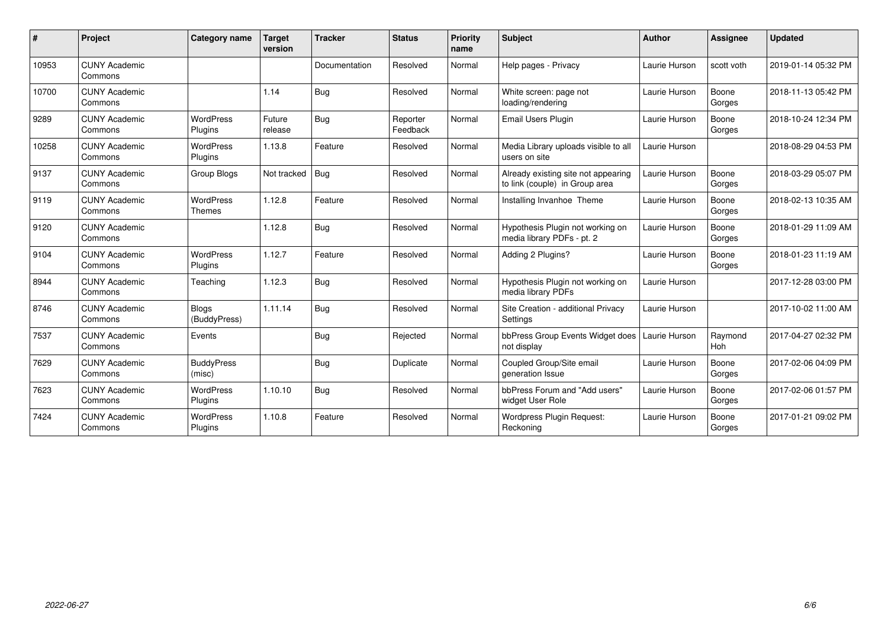| # | Project | Category name | Target version | Tracker | Status | Priority name | Subject | Author | Assignee | Updated |
|---|---|---|---|---|---|---|---|---|---|---|
| 10953 | CUNY Academic Commons | | | Documentation | Resolved | Normal | Help pages - Privacy | Laurie Hurson | scott voth | 2019-01-14 05:32 PM |
| 10700 | CUNY Academic Commons | | 1.14 | Bug | Resolved | Normal | White screen: page not loading/rendering | Laurie Hurson | Boone Gorges | 2018-11-13 05:42 PM |
| 9289 | CUNY Academic Commons | WordPress Plugins | Future release | Bug | Reporter Feedback | Normal | Email Users Plugin | Laurie Hurson | Boone Gorges | 2018-10-24 12:34 PM |
| 10258 | CUNY Academic Commons | WordPress Plugins | 1.13.8 | Feature | Resolved | Normal | Media Library uploads visible to all users on site | Laurie Hurson | | 2018-08-29 04:53 PM |
| 9137 | CUNY Academic Commons | Group Blogs | Not tracked | Bug | Resolved | Normal | Already existing site not appearing to link (couple) in Group area | Laurie Hurson | Boone Gorges | 2018-03-29 05:07 PM |
| 9119 | CUNY Academic Commons | WordPress Themes | 1.12.8 | Feature | Resolved | Normal | Installing Invanhoe Theme | Laurie Hurson | Boone Gorges | 2018-02-13 10:35 AM |
| 9120 | CUNY Academic Commons | | 1.12.8 | Bug | Resolved | Normal | Hypothesis Plugin not working on media library PDFs - pt. 2 | Laurie Hurson | Boone Gorges | 2018-01-29 11:09 AM |
| 9104 | CUNY Academic Commons | WordPress Plugins | 1.12.7 | Feature | Resolved | Normal | Adding 2 Plugins? | Laurie Hurson | Boone Gorges | 2018-01-23 11:19 AM |
| 8944 | CUNY Academic Commons | Teaching | 1.12.3 | Bug | Resolved | Normal | Hypothesis Plugin not working on media library PDFs | Laurie Hurson | | 2017-12-28 03:00 PM |
| 8746 | CUNY Academic Commons | Blogs (BuddyPress) | 1.11.14 | Bug | Resolved | Normal | Site Creation - additional Privacy Settings | Laurie Hurson | | 2017-10-02 11:00 AM |
| 7537 | CUNY Academic Commons | Events | | Bug | Rejected | Normal | bbPress Group Events Widget does not display | Laurie Hurson | Raymond Hoh | 2017-04-27 02:32 PM |
| 7629 | CUNY Academic Commons | BuddyPress (misc) | | Bug | Duplicate | Normal | Coupled Group/Site email generation Issue | Laurie Hurson | Boone Gorges | 2017-02-06 04:09 PM |
| 7623 | CUNY Academic Commons | WordPress Plugins | 1.10.10 | Bug | Resolved | Normal | bbPress Forum and "Add users" widget User Role | Laurie Hurson | Boone Gorges | 2017-02-06 01:57 PM |
| 7424 | CUNY Academic Commons | WordPress Plugins | 1.10.8 | Feature | Resolved | Normal | Wordpress Plugin Request: Reckoning | Laurie Hurson | Boone Gorges | 2017-01-21 09:02 PM |